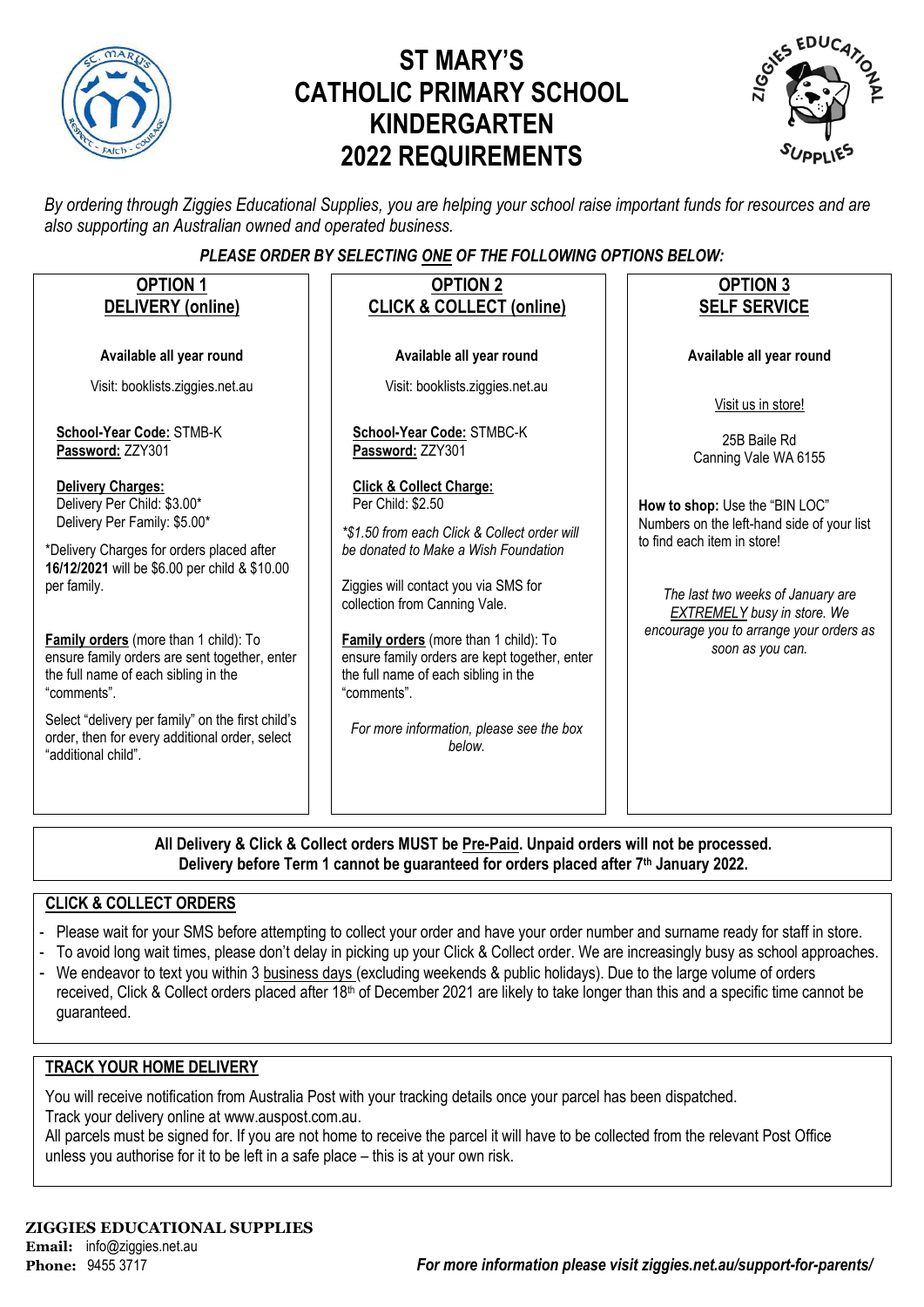# ST MARY'S CATHOLIC PRIMARY SCHOOL KINDERGARTEN 2022 REQUIREMENTS

*By ordering through Ziggies Educational Supplies, you are helping your school raise important funds for resources and are also supporting an Australian owned and operated business.*

***PLEASE ORDER BY SELECTING ONE OF THE FOLLOWING OPTIONS BELOW:***

## OPTION 1 DELIVERY (online)

**Available all year round**

Visit: booklists.ziggies.net.au

**School-Year Code:** STMB-K
**Password:** ZZY301

**Delivery Charges:**
Delivery Per Child: $3.00*
Delivery Per Family: $5.00*

*Delivery Charges for orders placed after **16/12/2021** will be $6.00 per child & $10.00 per family.

**Family orders** (more than 1 child): To ensure family orders are sent together, enter the full name of each sibling in the "comments".

Select "delivery per family" on the first child's order, then for every additional order, select "additional child".

## OPTION 2 CLICK & COLLECT (online)

**Available all year round**

Visit: booklists.ziggies.net.au

**School-Year Code:** STMBC-K
**Password:** ZZY301

**Click & Collect Charge:**
Per Child: $2.50

*\*$1.50 from each Click & Collect order will be donated to Make a Wish Foundation*

Ziggies will contact you via SMS for collection from Canning Vale.

**Family orders** (more than 1 child): To ensure family orders are kept together, enter the full name of each sibling in the "comments".

*For more information, please see the box below.*

## OPTION 3 SELF SERVICE

**Available all year round**

Visit us in store!

25B Baile Rd
Canning Vale WA 6155

**How to shop:** Use the "BIN LOC" Numbers on the left-hand side of your list to find each item in store!

*The last two weeks of January are EXTREMELY busy in store. We encourage you to arrange your orders as soon as you can.*

**All Delivery & Click & Collect orders MUST be Pre-Paid. Unpaid orders will not be processed.**
**Delivery before Term 1 cannot be guaranteed for orders placed after 7th January 2022.**

## CLICK & COLLECT ORDERS

- Please wait for your SMS before attempting to collect your order and have your order number and surname ready for staff in store.
- To avoid long wait times, please don't delay in picking up your Click & Collect order. We are increasingly busy as school approaches.
- We endeavor to text you within 3 business days (excluding weekends & public holidays). Due to the large volume of orders received, Click & Collect orders placed after 18th of December 2021 are likely to take longer than this and a specific time cannot be guaranteed.

## TRACK YOUR HOME DELIVERY

You will receive notification from Australia Post with your tracking details once your parcel has been dispatched.
Track your delivery online at www.auspost.com.au.
All parcels must be signed for. If you are not home to receive the parcel it will have to be collected from the relevant Post Office unless you authorise for it to be left in a safe place – this is at your own risk.

**ZIGGIES EDUCATIONAL SUPPLIES**
**Email:** info@ziggies.net.au
**Phone:** 9455 3717

***For more information please visit ziggies.net.au/support-for-parents/***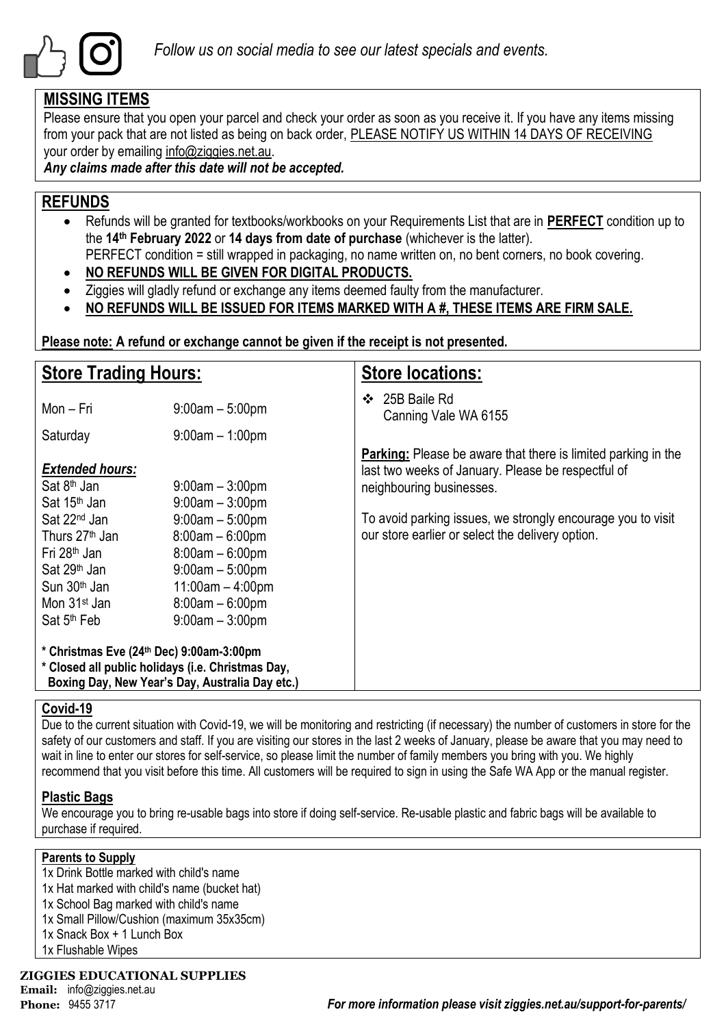*Follow us on social media to see our latest specials and events.*

## MISSING ITEMS

Please ensure that you open your parcel and check your order as soon as you receive it. If you have any items missing from your pack that are not listed as being on back order, PLEASE NOTIFY US WITHIN 14 DAYS OF RECEIVING your order by emailing info@ziggies.net.au.

***Any claims made after this date will not be accepted.***

## REFUNDS

- Refunds will be granted for textbooks/workbooks on your Requirements List that are in **PERFECT** condition up to the **14th February 2022** or **14 days from date of purchase** (whichever is the latter). PERFECT condition = still wrapped in packaging, no name written on, no bent corners, no book covering.
- **NO REFUNDS WILL BE GIVEN FOR DIGITAL PRODUCTS.**
- Ziggies will gladly refund or exchange any items deemed faulty from the manufacturer.
- **NO REFUNDS WILL BE ISSUED FOR ITEMS MARKED WITH A #, THESE ITEMS ARE FIRM SALE.**

**Please note: A refund or exchange cannot be given if the receipt is not presented.**

## Store Trading Hours:

| | |
|---|---|
| Mon – Fri | 9:00am – 5:00pm |
| Saturday | 9:00am – 1:00pm |

***Extended hours:***

| | |
|---|---|
| Sat 8th Jan | 9:00am – 3:00pm |
| Sat 15th Jan | 9:00am – 3:00pm |
| Sat 22nd Jan | 9:00am – 5:00pm |
| Thurs 27th Jan | 8:00am – 6:00pm |
| Fri 28th Jan | 8:00am – 6:00pm |
| Sat 29th Jan | 9:00am – 5:00pm |
| Sun 30th Jan | 11:00am – 4:00pm |
| Mon 31st Jan | 8:00am – 6:00pm |
| Sat 5th Feb | 9:00am – 3:00pm |

**\* Christmas Eve (24th Dec) 9:00am-3:00pm**
**\* Closed all public holidays (i.e. Christmas Day, Boxing Day, New Year's Day, Australia Day etc.)**

## Store locations:

- 25B Baile Rd
  Canning Vale WA 6155

**Parking:** Please be aware that there is limited parking in the last two weeks of January. Please be respectful of neighbouring businesses.

To avoid parking issues, we strongly encourage you to visit our store earlier or select the delivery option.

## Covid-19

Due to the current situation with Covid-19, we will be monitoring and restricting (if necessary) the number of customers in store for the safety of our customers and staff. If you are visiting our stores in the last 2 weeks of January, please be aware that you may need to wait in line to enter our stores for self-service, so please limit the number of family members you bring with you. We highly recommend that you visit before this time. All customers will be required to sign in using the Safe WA App or the manual register.

## Plastic Bags

We encourage you to bring re-usable bags into store if doing self-service. Re-usable plastic and fabric bags will be available to purchase if required.

### Parents to Supply

1x Drink Bottle marked with child's name
1x Hat marked with child's name (bucket hat)
1x School Bag marked with child's name
1x Small Pillow/Cushion (maximum 35x35cm)
1x Snack Box + 1 Lunch Box
1x Flushable Wipes

**ZIGGIES EDUCATIONAL SUPPLIES**
**Email:** info@ziggies.net.au
**Phone:** 9455 3717

***For more information please visit ziggies.net.au/support-for-parents/***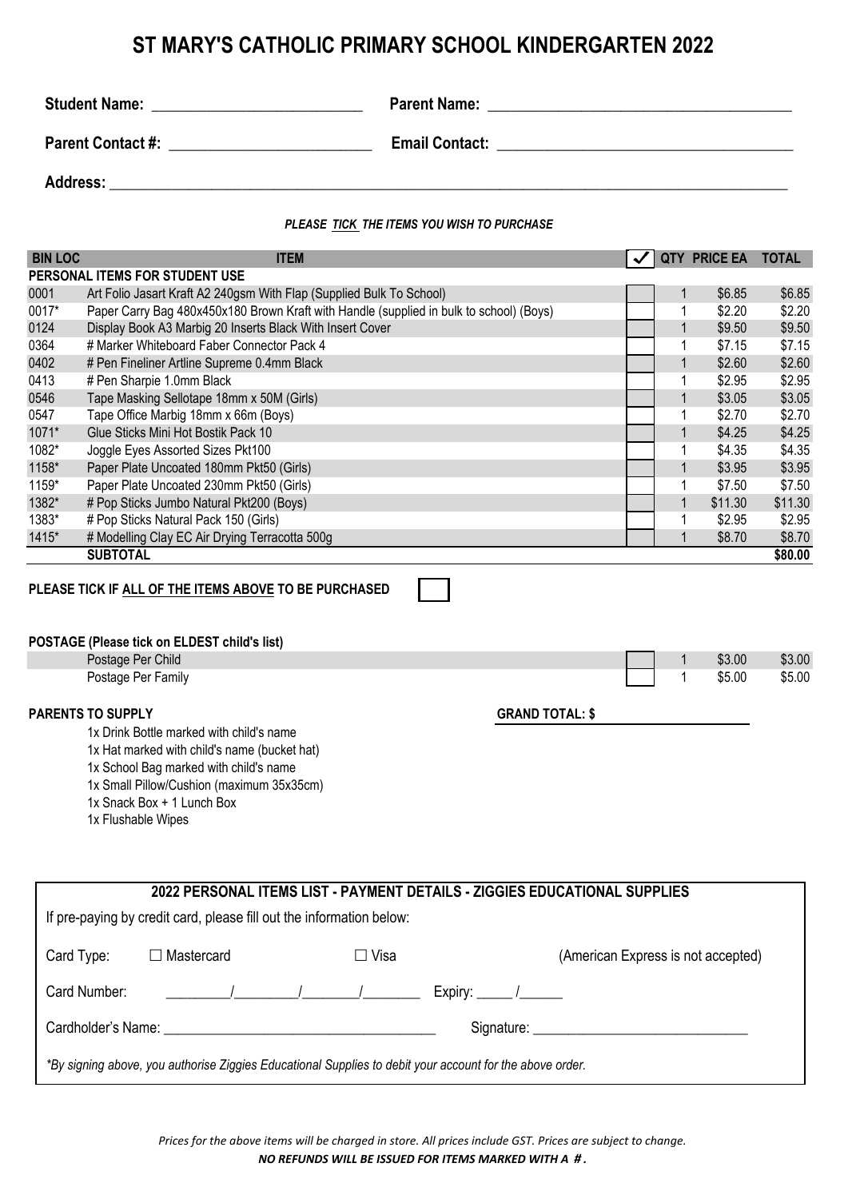# ST MARY'S CATHOLIC PRIMARY SCHOOL KINDERGARTEN 2022

**Student Name:** ___________________________ **Parent Name:** ______________________________________

**Parent Contact #:** __________________________ **Email Contact:** ____________________________________

**Address:** ___________________________________________________________________________________________

***PLEASE TICK THE ITEMS YOU WISH TO PURCHASE***

| BIN LOC | ITEM | ✓ | QTY | PRICE EA | TOTAL |
|---|---|---|---|---|---|
| **PERSONAL ITEMS FOR STUDENT USE** | | | | | |
| 0001 | Art Folio Jasart Kraft A2 240gsm With Flap (Supplied Bulk To School) | | 1 | $6.85 | $6.85 |
| 0017* | Paper Carry Bag 480x450x180 Brown Kraft with Handle (supplied in bulk to school) (Boys) | | 1 | $2.20 | $2.20 |
| 0124 | Display Book A3 Marbig 20 Inserts Black With Insert Cover | | 1 | $9.50 | $9.50 |
| 0364 | # Marker Whiteboard Faber Connector Pack 4 | | 1 | $7.15 | $7.15 |
| 0402 | # Pen Fineliner Artline Supreme 0.4mm Black | | 1 | $2.60 | $2.60 |
| 0413 | # Pen Sharpie 1.0mm Black | | 1 | $2.95 | $2.95 |
| 0546 | Tape Masking Sellotape 18mm x 50M (Girls) | | 1 | $3.05 | $3.05 |
| 0547 | Tape Office Marbig 18mm x 66m (Boys) | | 1 | $2.70 | $2.70 |
| 1071* | Glue Sticks Mini Hot Bostik Pack 10 | | 1 | $4.25 | $4.25 |
| 1082* | Joggle Eyes Assorted Sizes Pkt100 | | 1 | $4.35 | $4.35 |
| 1158* | Paper Plate Uncoated 180mm Pkt50 (Girls) | | 1 | $3.95 | $3.95 |
| 1159* | Paper Plate Uncoated 230mm Pkt50 (Girls) | | 1 | $7.50 | $7.50 |
| 1382* | # Pop Sticks Jumbo Natural Pkt200 (Boys) | | 1 | $11.30 | $11.30 |
| 1383* | # Pop Sticks Natural Pack 150 (Girls) | | 1 | $2.95 | $2.95 |
| 1415* | # Modelling Clay EC Air Drying Terracotta 500g | | 1 | $8.70 | $8.70 |
| | **SUBTOTAL** | | | | **$80.00** |

**PLEASE TICK IF ALL OF THE ITEMS ABOVE TO BE PURCHASED** ☐

**POSTAGE (Please tick on ELDEST child's list)**

| | | | | | |
|---|---|---|---|---|---|
| | Postage Per Child | | 1 | $3.00 | $3.00 |
| | Postage Per Family | | 1 | $5.00 | $5.00 |

**PARENTS TO SUPPLY**

- 1x Drink Bottle marked with child's name
- 1x Hat marked with child's name (bucket hat)
- 1x School Bag marked with child's name
- 1x Small Pillow/Cushion (maximum 35x35cm)
- 1x Snack Box + 1 Lunch Box
- 1x Flushable Wipes

**GRAND TOTAL: $** ____________

**2022 PERSONAL ITEMS LIST - PAYMENT DETAILS - ZIGGIES EDUCATIONAL SUPPLIES**

If pre-paying by credit card, please fill out the information below:

Card Type: ☐ Mastercard ☐ Visa (American Express is not accepted)

Card Number: ________/________/________/________ Expiry: _____ /______

Cardholder's Name: ______________________________________ Signature: ______________________________

*\*By signing above, you authorise Ziggies Educational Supplies to debit your account for the above order.*

*Prices for the above items will be charged in store. All prices include GST. Prices are subject to change.*

***NO REFUNDS WILL BE ISSUED FOR ITEMS MARKED WITH A #.***